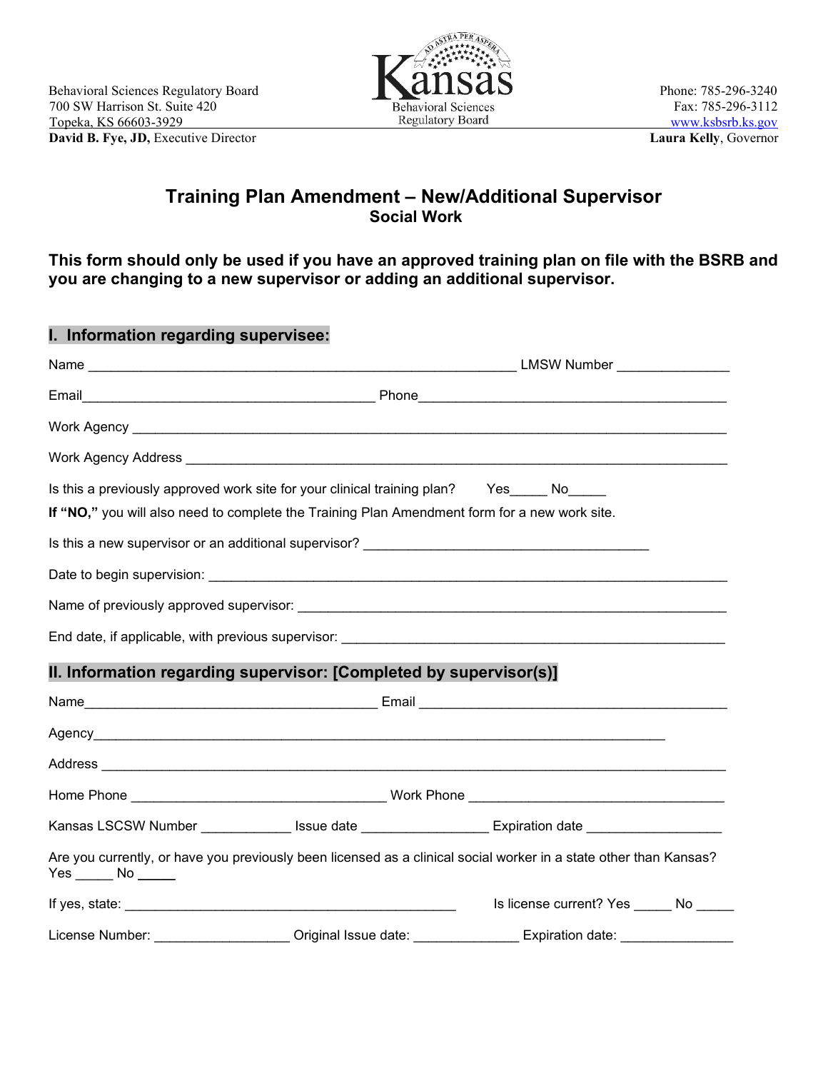Behavioral Sciences Regulatory Board
700 SW Harrison St. Suite 420
Topeka, KS 66603-3929
**David B. Fye, JD,** Executive Director

Kansas
Behavioral Sciences
Regulatory Board

Phone: 785-296-3240
Fax: 785-296-3112
www.ksbsrb.ks.gov
**Laura Kelly**, Governor

# Training Plan Amendment – New/Additional Supervisor

## Social Work

**This form should only be used if you have an approved training plan on file with the BSRB and you are changing to a new supervisor or adding an additional supervisor.**

## I. Information regarding supervisee:

Name ________________________________________________________ LMSW Number _______________

Email_______________________________________ Phone_________________________________________

Work Agency ___________________________________________________________________________

Work Agency Address ____________________________________________________________________

Is this a previously approved work site for your clinical training plan? Yes_____ No_____

**If "NO,"** you will also need to complete the Training Plan Amendment form for a new work site.

Is this a new supervisor or an additional supervisor? ____________________________________

Date to begin supervision: ___________________________________________________________

Name of previously approved supervisor: _______________________________________________

End date, if applicable, with previous supervisor: _________________________________________

## II. Information regarding supervisor: [Completed by supervisor(s)]

Name_______________________________________ Email ________________________________________

Agency_______________________________________________________________________________

Address ______________________________________________________________________________

Home Phone _________________________________ Work Phone _________________________________

Kansas LSCSW Number ____________ Issue date ________________ Expiration date _________________

Are you currently, or have you previously been licensed as a clinical social worker in a state other than Kansas? Yes _____ No _____

If yes, state: ____________________________________________ Is license current? Yes _____ No _____

License Number: _________________ Original Issue date: ______________ Expiration date: _______________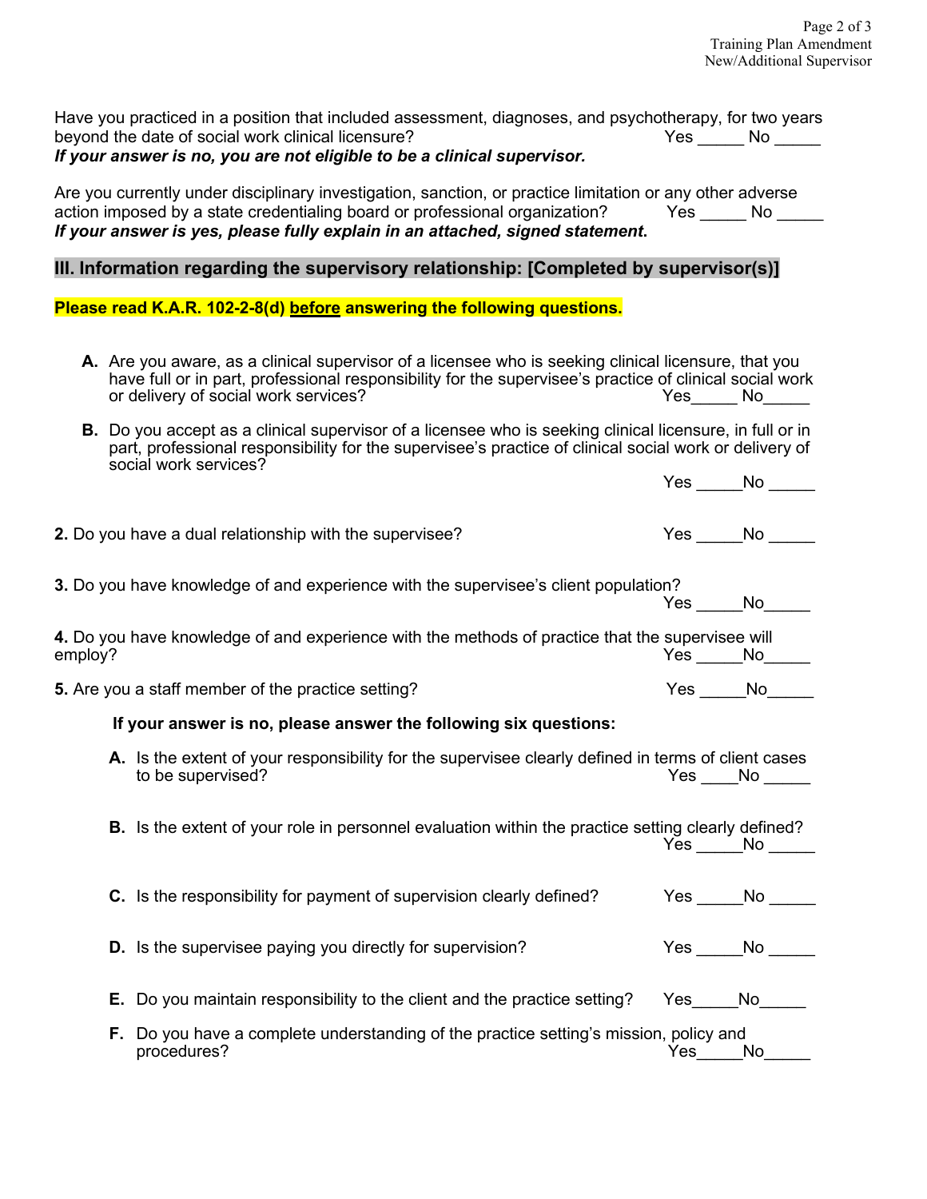Have you practiced in a position that included assessment, diagnoses, and psychotherapy, for two years beyond the date of social work clinical licensure? Yes _____ No _____
***If your answer is no, you are not eligible to be a clinical supervisor.***

Are you currently under disciplinary investigation, sanction, or practice limitation or any other adverse action imposed by a state credentialing board or professional organization? Yes _____ No _____
***If your answer is yes, please fully explain in an attached, signed statement.***

## III. Information regarding the supervisory relationship: [Completed by supervisor(s)]

**Please read K.A.R. 102-2-8(d) before answering the following questions.**

**A.** Are you aware, as a clinical supervisor of a licensee who is seeking clinical licensure, that you have full or in part, professional responsibility for the supervisee's practice of clinical social work or delivery of social work services? Yes_____ No_____

**B.** Do you accept as a clinical supervisor of a licensee who is seeking clinical licensure, in full or in part, professional responsibility for the supervisee's practice of clinical social work or delivery of social work services? Yes _____No _____

**2.** Do you have a dual relationship with the supervisee? Yes _____No _____

**3.** Do you have knowledge of and experience with the supervisee's client population? Yes _____No_____

**4.** Do you have knowledge of and experience with the methods of practice that the supervisee will employ? Yes _____No_____

**5.** Are you a staff member of the practice setting? Yes _____No_____

**If your answer is no, please answer the following six questions:**

**A.** Is the extent of your responsibility for the supervisee clearly defined in terms of client cases to be supervised? Yes ____No _____

**B.** Is the extent of your role in personnel evaluation within the practice setting clearly defined? Yes _____No _____

**C.** Is the responsibility for payment of supervision clearly defined? Yes _____No _____

**D.** Is the supervisee paying you directly for supervision? Yes _____No _____

**E.** Do you maintain responsibility to the client and the practice setting? Yes_____No_____

**F.** Do you have a complete understanding of the practice setting's mission, policy and procedures? Yes_____No_____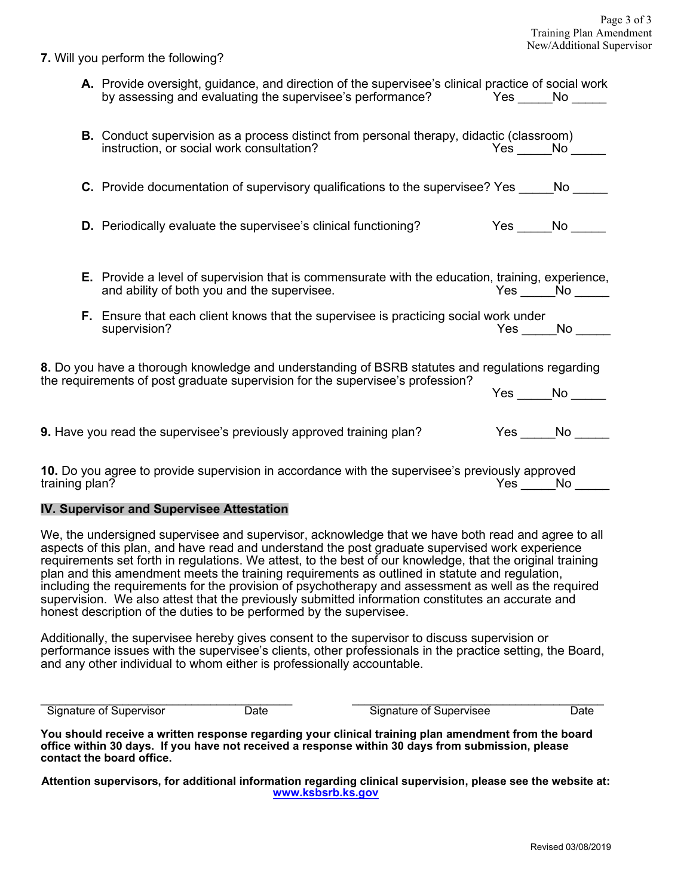**7.** Will you perform the following?

**A.** Provide oversight, guidance, and direction of the supervisee's clinical practice of social work by assessing and evaluating the supervisee's performance? Yes _____No _____

**B.** Conduct supervision as a process distinct from personal therapy, didactic (classroom) instruction, or social work consultation? Yes _____No _____

**C.** Provide documentation of supervisory qualifications to the supervisee? Yes _____No _____

**D.** Periodically evaluate the supervisee's clinical functioning? Yes _____No _____

**E.** Provide a level of supervision that is commensurate with the education, training, experience, and ability of both you and the supervisee. Yes _____No _____

**F.** Ensure that each client knows that the supervisee is practicing social work under supervision? Yes _____No _____

**8.** Do you have a thorough knowledge and understanding of BSRB statutes and regulations regarding the requirements of post graduate supervision for the supervisee's profession? Yes _____No _____

**9.** Have you read the supervisee's previously approved training plan? Yes _____No _____

**10.** Do you agree to provide supervision in accordance with the supervisee's previously approved training plan? Yes _____No _____

## IV. Supervisor and Supervisee Attestation

We, the undersigned supervisee and supervisor, acknowledge that we have both read and agree to all aspects of this plan, and have read and understand the post graduate supervised work experience requirements set forth in regulations. We attest, to the best of our knowledge, that the original training plan and this amendment meets the training requirements as outlined in statute and regulation, including the requirements for the provision of psychotherapy and assessment as well as the required supervision. We also attest that the previously submitted information constitutes an accurate and honest description of the duties to be performed by the supervisee.

Additionally, the supervisee hereby gives consent to the supervisor to discuss supervision or performance issues with the supervisee's clients, other professionals in the practice setting, the Board, and any other individual to whom either is professionally accountable.

\_\_\_\_\_\_\_\_\_\_\_\_\_\_\_\_\_\_\_\_\_\_\_\_\_\_\_\_\_\_\_\_\_\_\_\_\_\_\_ \_\_\_\_\_\_\_\_\_\_\_\_\_\_\_\_\_\_\_\_\_\_\_\_\_\_\_\_\_\_\_\_\_\_\_\_\_\_\_
Signature of Supervisor Date Signature of Supervisee Date

**You should receive a written response regarding your clinical training plan amendment from the board office within 30 days. If you have not received a response within 30 days from submission, please contact the board office.**

**Attention supervisors, for additional information regarding clinical supervision, please see the website at: [www.ksbsrb.ks.gov](http://www.ksbsrb.ks.gov)**

Revised 03/08/2019